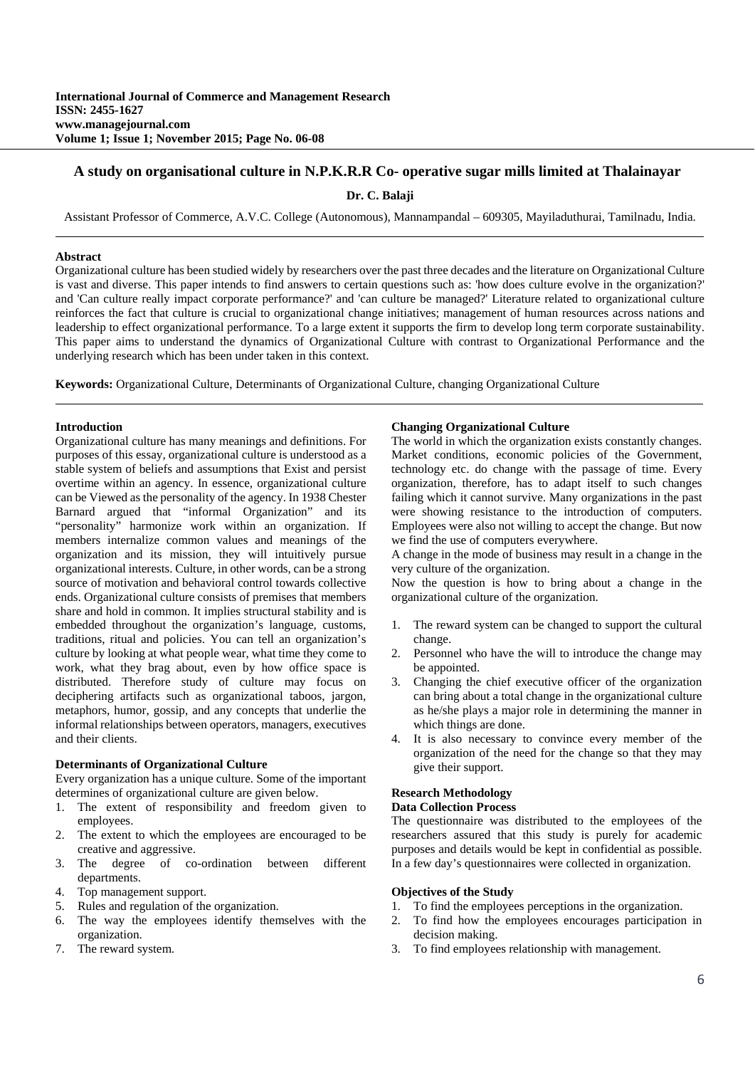# A study on organisational culture in N.P.K.R.R Co- operative sugar mills limited at Thalainayar

**Dr. C. Balaji**

Assistant Professor of Commerce, A.V.C. College (Autonomous), Mannampandal – 609305, Mayiladuthurai, Tamilnadu, India.

**Abstract**

Organizational culture has been studied widely by researchers over the past three decades and the literature on Organizational Culture is vast and diverse. This paper intends to find answers to certain questions such as: 'how does culture evolve in the organization?' and 'Can culture really impact corporate performance?' and 'can culture be managed?' Literature related to organizational culture reinforces the fact that culture is crucial to organizational change initiatives; management of human resources across nations and leadership to effect organizational performance. To a large extent it supports the firm to develop long term corporate sustainability. This paper aims to understand the dynamics of Organizational Culture with contrast to Organizational Performance and the underlying research which has been under taken in this context.

**Keywords:** Organizational Culture, Determinants of Organizational Culture, changing Organizational Culture

## Introduction

Organizational culture has many meanings and definitions. For purposes of this essay, organizational culture is understood as a stable system of beliefs and assumptions that Exist and persist overtime within an agency. In essence, organizational culture can be Viewed as the personality of the agency. In 1938 Chester Barnard argued that "informal Organization" and its "personality" harmonize work within an organization. If members internalize common values and meanings of the organization and its mission, they will intuitively pursue organizational interests. Culture, in other words, can be a strong source of motivation and behavioral control towards collective ends. Organizational culture consists of premises that members share and hold in common. It implies structural stability and is embedded throughout the organization's language, customs, traditions, ritual and policies. You can tell an organization's culture by looking at what people wear, what time they come to work, what they brag about, even by how office space is distributed. Therefore study of culture may focus on deciphering artifacts such as organizational taboos, jargon, metaphors, humor, gossip, and any concepts that underlie the informal relationships between operators, managers, executives and their clients.

## Determinants of Organizational Culture

Every organization has a unique culture. Some of the important determines of organizational culture are given below.

1. The extent of responsibility and freedom given to employees.
2. The extent to which the employees are encouraged to be creative and aggressive.
3. The degree of co-ordination between different departments.
4. Top management support.
5. Rules and regulation of the organization.
6. The way the employees identify themselves with the organization.
7. The reward system.

## Changing Organizational Culture

The world in which the organization exists constantly changes. Market conditions, economic policies of the Government, technology etc. do change with the passage of time. Every organization, therefore, has to adapt itself to such changes failing which it cannot survive. Many organizations in the past were showing resistance to the introduction of computers. Employees were also not willing to accept the change. But now we find the use of computers everywhere.

A change in the mode of business may result in a change in the very culture of the organization.

Now the question is how to bring about a change in the organizational culture of the organization.

1. The reward system can be changed to support the cultural change.
2. Personnel who have the will to introduce the change may be appointed.
3. Changing the chief executive officer of the organization can bring about a total change in the organizational culture as he/she plays a major role in determining the manner in which things are done.
4. It is also necessary to convince every member of the organization of the need for the change so that they may give their support.

## Research Methodology

### Data Collection Process

The questionnaire was distributed to the employees of the researchers assured that this study is purely for academic purposes and details would be kept in confidential as possible. In a few day's questionnaires were collected in organization.

### Objectives of the Study

1. To find the employees perceptions in the organization.
2. To find how the employees encourages participation in decision making.
3. To find employees relationship with management.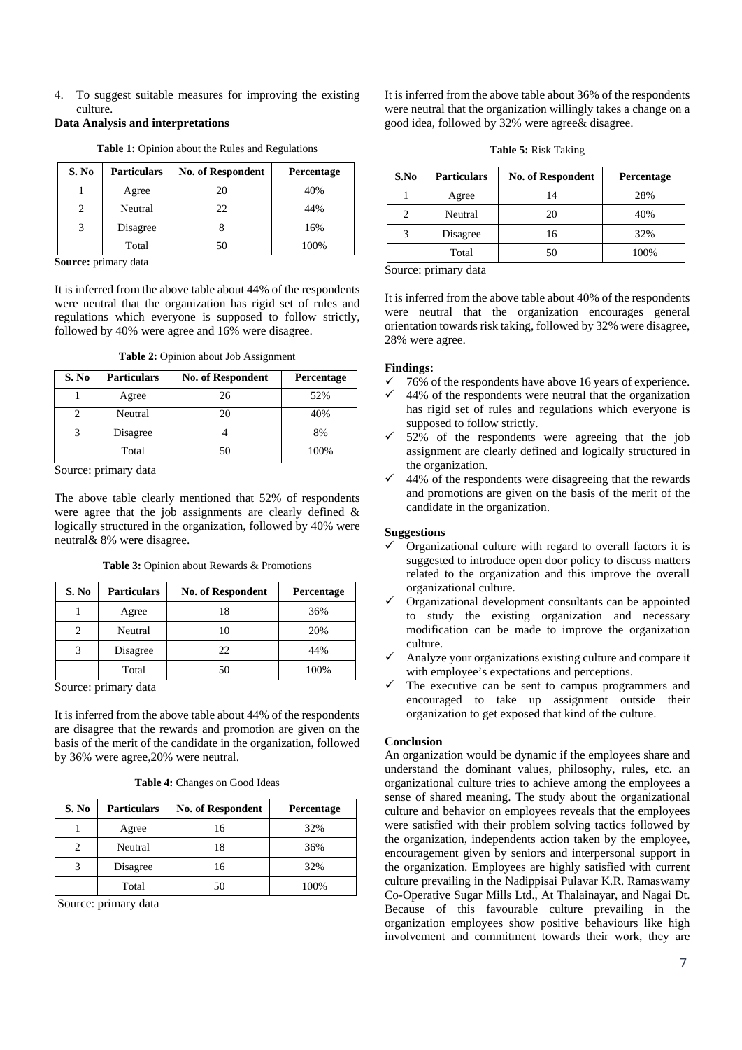4. To suggest suitable measures for improving the existing culture.

**Data Analysis and interpretations**

**Table 1:** Opinion about the Rules and Regulations

| S. No | Particulars | No. of Respondent | Percentage |
|---|---|---|---|
| 1 | Agree | 20 | 40% |
| 2 | Neutral | 22 | 44% |
| 3 | Disagree | 8 | 16% |
| | Total | 50 | 100% |

**Source:** primary data

It is inferred from the above table about 44% of the respondents were neutral that the organization has rigid set of rules and regulations which everyone is supposed to follow strictly, followed by 40% were agree and 16% were disagree.

**Table 2:** Opinion about Job Assignment

| S. No | Particulars | No. of Respondent | Percentage |
|---|---|---|---|
| 1 | Agree | 26 | 52% |
| 2 | Neutral | 20 | 40% |
| 3 | Disagree | 4 | 8% |
| | Total | 50 | 100% |

Source: primary data

The above table clearly mentioned that 52% of respondents were agree that the job assignments are clearly defined & logically structured in the organization, followed by 40% were neutral& 8% were disagree.

**Table 3:** Opinion about Rewards & Promotions

| S. No | Particulars | No. of Respondent | Percentage |
|---|---|---|---|
| 1 | Agree | 18 | 36% |
| 2 | Neutral | 10 | 20% |
| 3 | Disagree | 22 | 44% |
| | Total | 50 | 100% |

Source: primary data

It is inferred from the above table about 44% of the respondents are disagree that the rewards and promotion are given on the basis of the merit of the candidate in the organization, followed by 36% were agree,20% were neutral.

**Table 4:** Changes on Good Ideas

| S. No | Particulars | No. of Respondent | Percentage |
|---|---|---|---|
| 1 | Agree | 16 | 32% |
| 2 | Neutral | 18 | 36% |
| 3 | Disagree | 16 | 32% |
| | Total | 50 | 100% |

Source: primary data

It is inferred from the above table about 36% of the respondents were neutral that the organization willingly takes a change on a good idea, followed by 32% were agree& disagree.

**Table 5:** Risk Taking

| S.No | Particulars | No. of Respondent | Percentage |
|---|---|---|---|
| 1 | Agree | 14 | 28% |
| 2 | Neutral | 20 | 40% |
| 3 | Disagree | 16 | 32% |
| | Total | 50 | 100% |

Source: primary data

It is inferred from the above table about 40% of the respondents were neutral that the organization encourages general orientation towards risk taking, followed by 32% were disagree, 28% were agree.

**Findings:**

- ✓ 76% of the respondents have above 16 years of experience.
- ✓ 44% of the respondents were neutral that the organization has rigid set of rules and regulations which everyone is supposed to follow strictly.
- ✓ 52% of the respondents were agreeing that the job assignment are clearly defined and logically structured in the organization.
- ✓ 44% of the respondents were disagreeing that the rewards and promotions are given on the basis of the merit of the candidate in the organization.

**Suggestions**

- ✓ Organizational culture with regard to overall factors it is suggested to introduce open door policy to discuss matters related to the organization and this improve the overall organizational culture.
- ✓ Organizational development consultants can be appointed to study the existing organization and necessary modification can be made to improve the organization culture.
- ✓ Analyze your organizations existing culture and compare it with employee's expectations and perceptions.
- ✓ The executive can be sent to campus programmers and encouraged to take up assignment outside their organization to get exposed that kind of the culture.

**Conclusion**

An organization would be dynamic if the employees share and understand the dominant values, philosophy, rules, etc. an organizational culture tries to achieve among the employees a sense of shared meaning. The study about the organizational culture and behavior on employees reveals that the employees were satisfied with their problem solving tactics followed by the organization, independents action taken by the employee, encouragement given by seniors and interpersonal support in the organization. Employees are highly satisfied with current culture prevailing in the Nadippisai Pulavar K.R. Ramaswamy Co-Operative Sugar Mills Ltd., At Thalainayar, and Nagai Dt. Because of this favourable culture prevailing in the organization employees show positive behaviours like high involvement and commitment towards their work, they are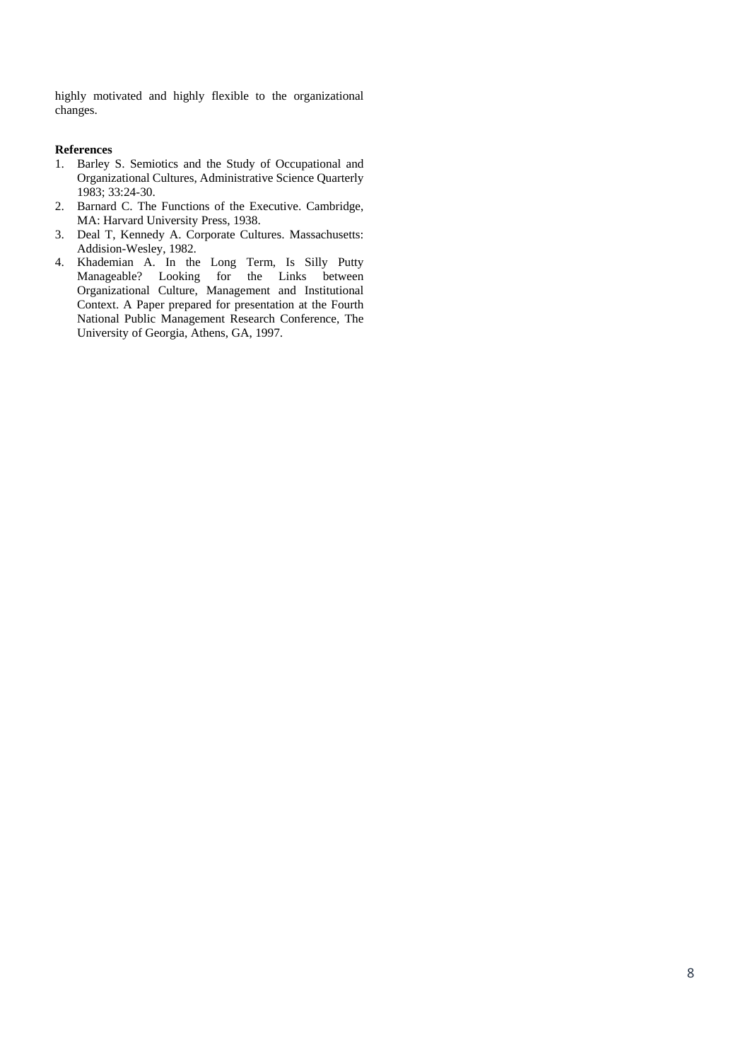highly motivated and highly flexible to the organizational changes.

**References**

1. Barley S. Semiotics and the Study of Occupational and Organizational Cultures, Administrative Science Quarterly 1983; 33:24-30.
2. Barnard C. The Functions of the Executive. Cambridge, MA: Harvard University Press, 1938.
3. Deal T, Kennedy A. Corporate Cultures. Massachusetts: Addision-Wesley, 1982.
4. Khademian A. In the Long Term, Is Silly Putty Manageable? Looking for the Links between Organizational Culture, Management and Institutional Context. A Paper prepared for presentation at the Fourth National Public Management Research Conference, The University of Georgia, Athens, GA, 1997.